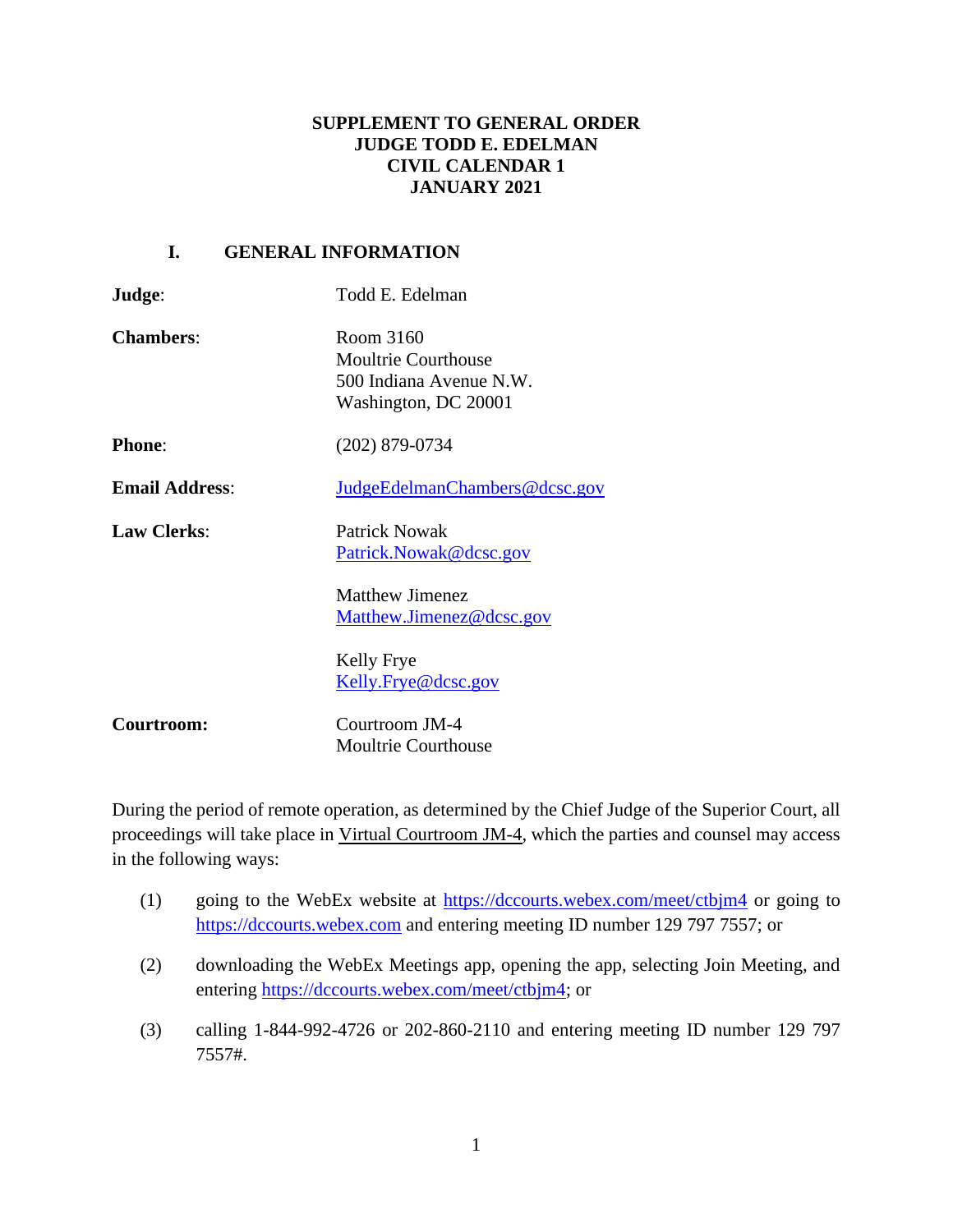**SUPPLEMENT TO GENERAL ORDER**
**JUDGE TODD E. EDELMAN**
**CIVIL CALENDAR 1**
**JANUARY 2021**

## I. GENERAL INFORMATION

**Judge**: Todd E. Edelman

**Chambers**: Room 3160
Moultrie Courthouse
500 Indiana Avenue N.W.
Washington, DC 20001

**Phone**: (202) 879-0734

**Email Address**: JudgeEdelmanChambers@dcsc.gov

**Law Clerks**: Patrick Nowak
Patrick.Nowak@dcsc.gov

Matthew Jimenez
Matthew.Jimenez@dcsc.gov

Kelly Frye
Kelly.Frye@dcsc.gov

**Courtroom:** Courtroom JM-4
Moultrie Courthouse

During the period of remote operation, as determined by the Chief Judge of the Superior Court, all proceedings will take place in Virtual Courtroom JM-4, which the parties and counsel may access in the following ways:

(1) going to the WebEx website at https://dccourts.webex.com/meet/ctbjm4 or going to https://dccourts.webex.com and entering meeting ID number 129 797 7557; or

(2) downloading the WebEx Meetings app, opening the app, selecting Join Meeting, and entering https://dccourts.webex.com/meet/ctbjm4; or

(3) calling 1-844-992-4726 or 202-860-2110 and entering meeting ID number 129 797 7557#.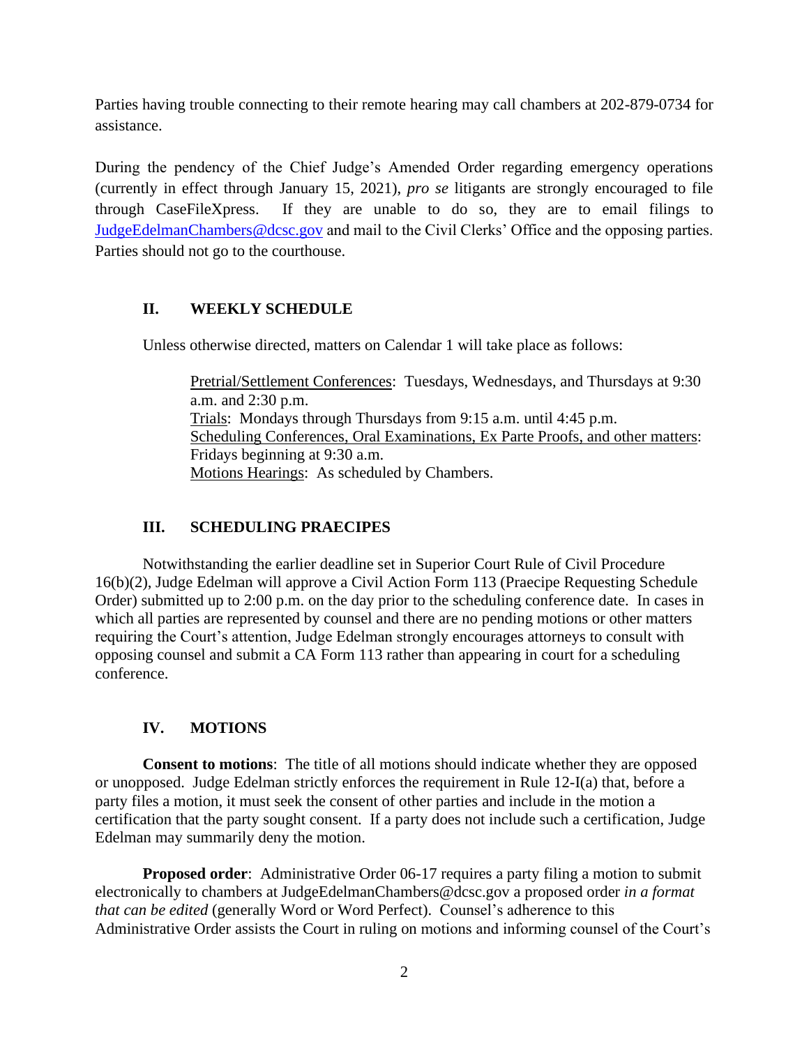Parties having trouble connecting to their remote hearing may call chambers at 202-879-0734 for assistance.

During the pendency of the Chief Judge's Amended Order regarding emergency operations (currently in effect through January 15, 2021), *pro se* litigants are strongly encouraged to file through CaseFileXpress. If they are unable to do so, they are to email filings to JudgeEdelmanChambers@dcsc.gov and mail to the Civil Clerks' Office and the opposing parties. Parties should not go to the courthouse.

## II. WEEKLY SCHEDULE

Unless otherwise directed, matters on Calendar 1 will take place as follows:

Pretrial/Settlement Conferences: Tuesdays, Wednesdays, and Thursdays at 9:30 a.m. and 2:30 p.m.
Trials: Mondays through Thursdays from 9:15 a.m. until 4:45 p.m.
Scheduling Conferences, Oral Examinations, Ex Parte Proofs, and other matters: Fridays beginning at 9:30 a.m.
Motions Hearings: As scheduled by Chambers.

## III. SCHEDULING PRAECIPES

Notwithstanding the earlier deadline set in Superior Court Rule of Civil Procedure 16(b)(2), Judge Edelman will approve a Civil Action Form 113 (Praecipe Requesting Schedule Order) submitted up to 2:00 p.m. on the day prior to the scheduling conference date. In cases in which all parties are represented by counsel and there are no pending motions or other matters requiring the Court's attention, Judge Edelman strongly encourages attorneys to consult with opposing counsel and submit a CA Form 113 rather than appearing in court for a scheduling conference.

## IV. MOTIONS

**Consent to motions**: The title of all motions should indicate whether they are opposed or unopposed. Judge Edelman strictly enforces the requirement in Rule 12-I(a) that, before a party files a motion, it must seek the consent of other parties and include in the motion a certification that the party sought consent. If a party does not include such a certification, Judge Edelman may summarily deny the motion.

**Proposed order**: Administrative Order 06-17 requires a party filing a motion to submit electronically to chambers at JudgeEdelmanChambers@dcsc.gov a proposed order *in a format that can be edited* (generally Word or Word Perfect). Counsel's adherence to this Administrative Order assists the Court in ruling on motions and informing counsel of the Court's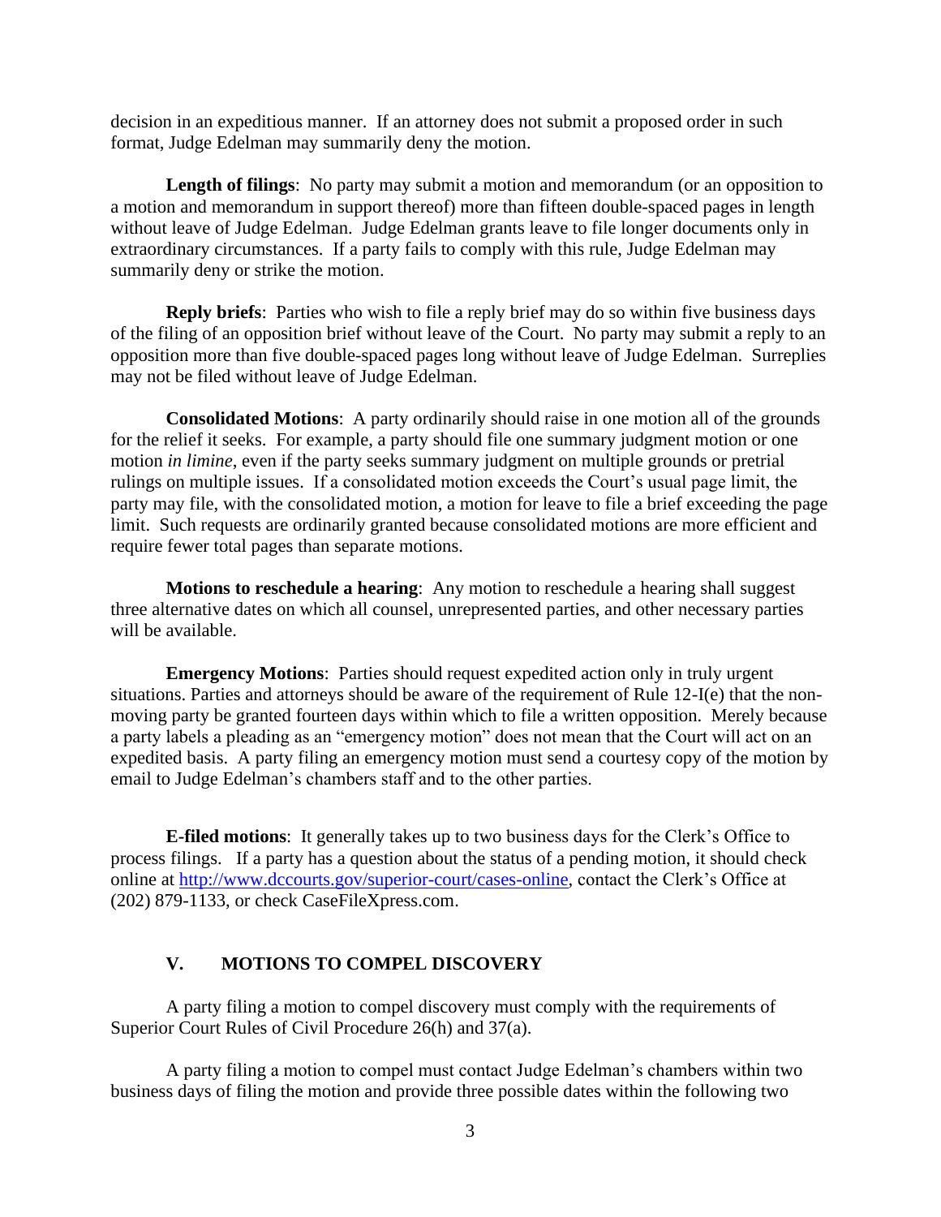decision in an expeditious manner. If an attorney does not submit a proposed order in such format, Judge Edelman may summarily deny the motion.

**Length of filings**: No party may submit a motion and memorandum (or an opposition to a motion and memorandum in support thereof) more than fifteen double-spaced pages in length without leave of Judge Edelman. Judge Edelman grants leave to file longer documents only in extraordinary circumstances. If a party fails to comply with this rule, Judge Edelman may summarily deny or strike the motion.

**Reply briefs**: Parties who wish to file a reply brief may do so within five business days of the filing of an opposition brief without leave of the Court. No party may submit a reply to an opposition more than five double-spaced pages long without leave of Judge Edelman. Surreplies may not be filed without leave of Judge Edelman.

**Consolidated Motions**: A party ordinarily should raise in one motion all of the grounds for the relief it seeks. For example, a party should file one summary judgment motion or one motion *in limine*, even if the party seeks summary judgment on multiple grounds or pretrial rulings on multiple issues. If a consolidated motion exceeds the Court's usual page limit, the party may file, with the consolidated motion, a motion for leave to file a brief exceeding the page limit. Such requests are ordinarily granted because consolidated motions are more efficient and require fewer total pages than separate motions.

**Motions to reschedule a hearing**: Any motion to reschedule a hearing shall suggest three alternative dates on which all counsel, unrepresented parties, and other necessary parties will be available.

**Emergency Motions**: Parties should request expedited action only in truly urgent situations. Parties and attorneys should be aware of the requirement of Rule 12-I(e) that the non-moving party be granted fourteen days within which to file a written opposition. Merely because a party labels a pleading as an "emergency motion" does not mean that the Court will act on an expedited basis. A party filing an emergency motion must send a courtesy copy of the motion by email to Judge Edelman's chambers staff and to the other parties.

**E-filed motions**: It generally takes up to two business days for the Clerk's Office to process filings. If a party has a question about the status of a pending motion, it should check online at http://www.dccourts.gov/superior-court/cases-online, contact the Clerk's Office at (202) 879-1133, or check CaseFileXpress.com.

## V. MOTIONS TO COMPEL DISCOVERY

A party filing a motion to compel discovery must comply with the requirements of Superior Court Rules of Civil Procedure 26(h) and 37(a).

A party filing a motion to compel must contact Judge Edelman's chambers within two business days of filing the motion and provide three possible dates within the following two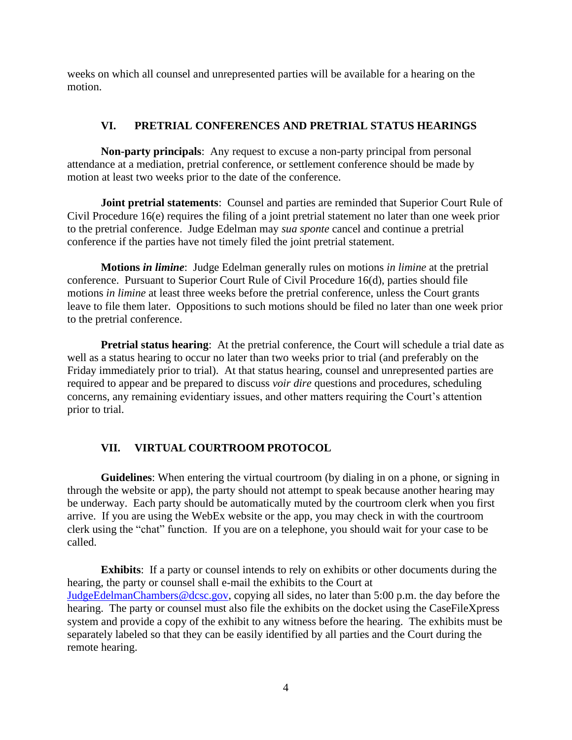weeks on which all counsel and unrepresented parties will be available for a hearing on the motion.

## VI. PRETRIAL CONFERENCES AND PRETRIAL STATUS HEARINGS

**Non-party principals**: Any request to excuse a non-party principal from personal attendance at a mediation, pretrial conference, or settlement conference should be made by motion at least two weeks prior to the date of the conference.

**Joint pretrial statements**: Counsel and parties are reminded that Superior Court Rule of Civil Procedure 16(e) requires the filing of a joint pretrial statement no later than one week prior to the pretrial conference. Judge Edelman may *sua sponte* cancel and continue a pretrial conference if the parties have not timely filed the joint pretrial statement.

**Motions *in limine***: Judge Edelman generally rules on motions *in limine* at the pretrial conference. Pursuant to Superior Court Rule of Civil Procedure 16(d), parties should file motions *in limine* at least three weeks before the pretrial conference, unless the Court grants leave to file them later. Oppositions to such motions should be filed no later than one week prior to the pretrial conference.

**Pretrial status hearing**: At the pretrial conference, the Court will schedule a trial date as well as a status hearing to occur no later than two weeks prior to trial (and preferably on the Friday immediately prior to trial). At that status hearing, counsel and unrepresented parties are required to appear and be prepared to discuss *voir dire* questions and procedures, scheduling concerns, any remaining evidentiary issues, and other matters requiring the Court's attention prior to trial.

## VII. VIRTUAL COURTROOM PROTOCOL

**Guidelines**: When entering the virtual courtroom (by dialing in on a phone, or signing in through the website or app), the party should not attempt to speak because another hearing may be underway. Each party should be automatically muted by the courtroom clerk when you first arrive. If you are using the WebEx website or the app, you may check in with the courtroom clerk using the "chat" function. If you are on a telephone, you should wait for your case to be called.

**Exhibits**: If a party or counsel intends to rely on exhibits or other documents during the hearing, the party or counsel shall e-mail the exhibits to the Court at JudgeEdelmanChambers@dcsc.gov, copying all sides, no later than 5:00 p.m. the day before the hearing. The party or counsel must also file the exhibits on the docket using the CaseFileXpress system and provide a copy of the exhibit to any witness before the hearing. The exhibits must be separately labeled so that they can be easily identified by all parties and the Court during the remote hearing.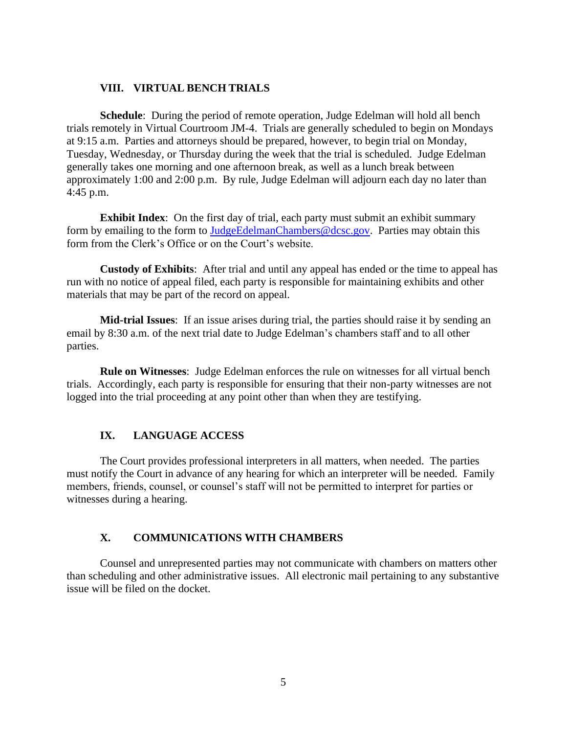## VIII. VIRTUAL BENCH TRIALS

**Schedule**: During the period of remote operation, Judge Edelman will hold all bench trials remotely in Virtual Courtroom JM-4. Trials are generally scheduled to begin on Mondays at 9:15 a.m. Parties and attorneys should be prepared, however, to begin trial on Monday, Tuesday, Wednesday, or Thursday during the week that the trial is scheduled. Judge Edelman generally takes one morning and one afternoon break, as well as a lunch break between approximately 1:00 and 2:00 p.m. By rule, Judge Edelman will adjourn each day no later than 4:45 p.m.

**Exhibit Index**: On the first day of trial, each party must submit an exhibit summary form by emailing to the form to JudgeEdelmanChambers@dcsc.gov. Parties may obtain this form from the Clerk's Office or on the Court's website.

**Custody of Exhibits**: After trial and until any appeal has ended or the time to appeal has run with no notice of appeal filed, each party is responsible for maintaining exhibits and other materials that may be part of the record on appeal.

**Mid-trial Issues**: If an issue arises during trial, the parties should raise it by sending an email by 8:30 a.m. of the next trial date to Judge Edelman's chambers staff and to all other parties.

**Rule on Witnesses**: Judge Edelman enforces the rule on witnesses for all virtual bench trials. Accordingly, each party is responsible for ensuring that their non-party witnesses are not logged into the trial proceeding at any point other than when they are testifying.

## IX. LANGUAGE ACCESS

The Court provides professional interpreters in all matters, when needed. The parties must notify the Court in advance of any hearing for which an interpreter will be needed. Family members, friends, counsel, or counsel's staff will not be permitted to interpret for parties or witnesses during a hearing.

## X. COMMUNICATIONS WITH CHAMBERS

Counsel and unrepresented parties may not communicate with chambers on matters other than scheduling and other administrative issues. All electronic mail pertaining to any substantive issue will be filed on the docket.